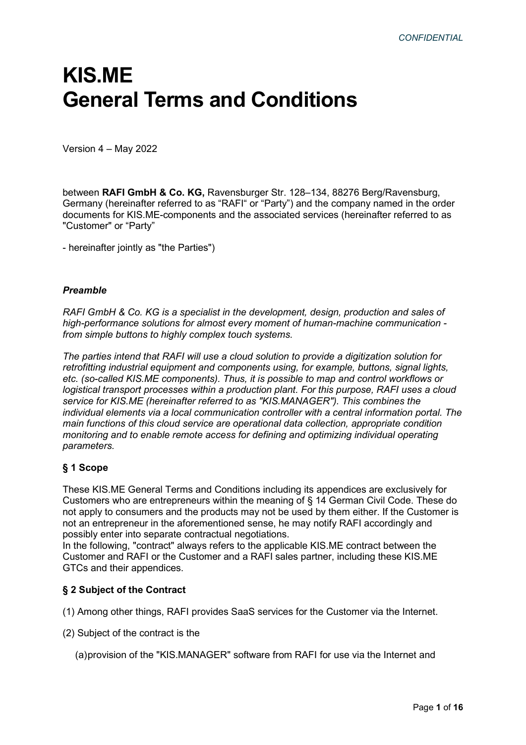CONFIDENTIAL

# KIS.ME
# General Terms and Conditions

Version 4 – May 2022

between **RAFI GmbH & Co. KG,** Ravensburger Str. 128–134, 88276 Berg/Ravensburg, Germany (hereinafter referred to as "RAFI" or "Party") and the company named in the order documents for KIS.ME-components and the associated services (hereinafter referred to as "Customer" or "Party"

- hereinafter jointly as "the Parties")

### *Preamble*

*RAFI GmbH & Co. KG is a specialist in the development, design, production and sales of high-performance solutions for almost every moment of human-machine communication - from simple buttons to highly complex touch systems.*

*The parties intend that RAFI will use a cloud solution to provide a digitization solution for retrofitting industrial equipment and components using, for example, buttons, signal lights, etc. (so-called KIS.ME components). Thus, it is possible to map and control workflows or logistical transport processes within a production plant. For this purpose, RAFI uses a cloud service for KIS.ME (hereinafter referred to as "KIS.MANAGER"). This combines the individual elements via a local communication controller with a central information portal. The main functions of this cloud service are operational data collection, appropriate condition monitoring and to enable remote access for defining and optimizing individual operating parameters.*

### § 1 Scope

These KIS.ME General Terms and Conditions including its appendices are exclusively for Customers who are entrepreneurs within the meaning of § 14 German Civil Code. These do not apply to consumers and the products may not be used by them either. If the Customer is not an entrepreneur in the aforementioned sense, he may notify RAFI accordingly and possibly enter into separate contractual negotiations.
In the following, "contract" always refers to the applicable KIS.ME contract between the Customer and RAFI or the Customer and a RAFI sales partner, including these KIS.ME GTCs and their appendices.

### § 2 Subject of the Contract

(1) Among other things, RAFI provides SaaS services for the Customer via the Internet.

(2) Subject of the contract is the

(a) provision of the "KIS.MANAGER" software from RAFI for use via the Internet and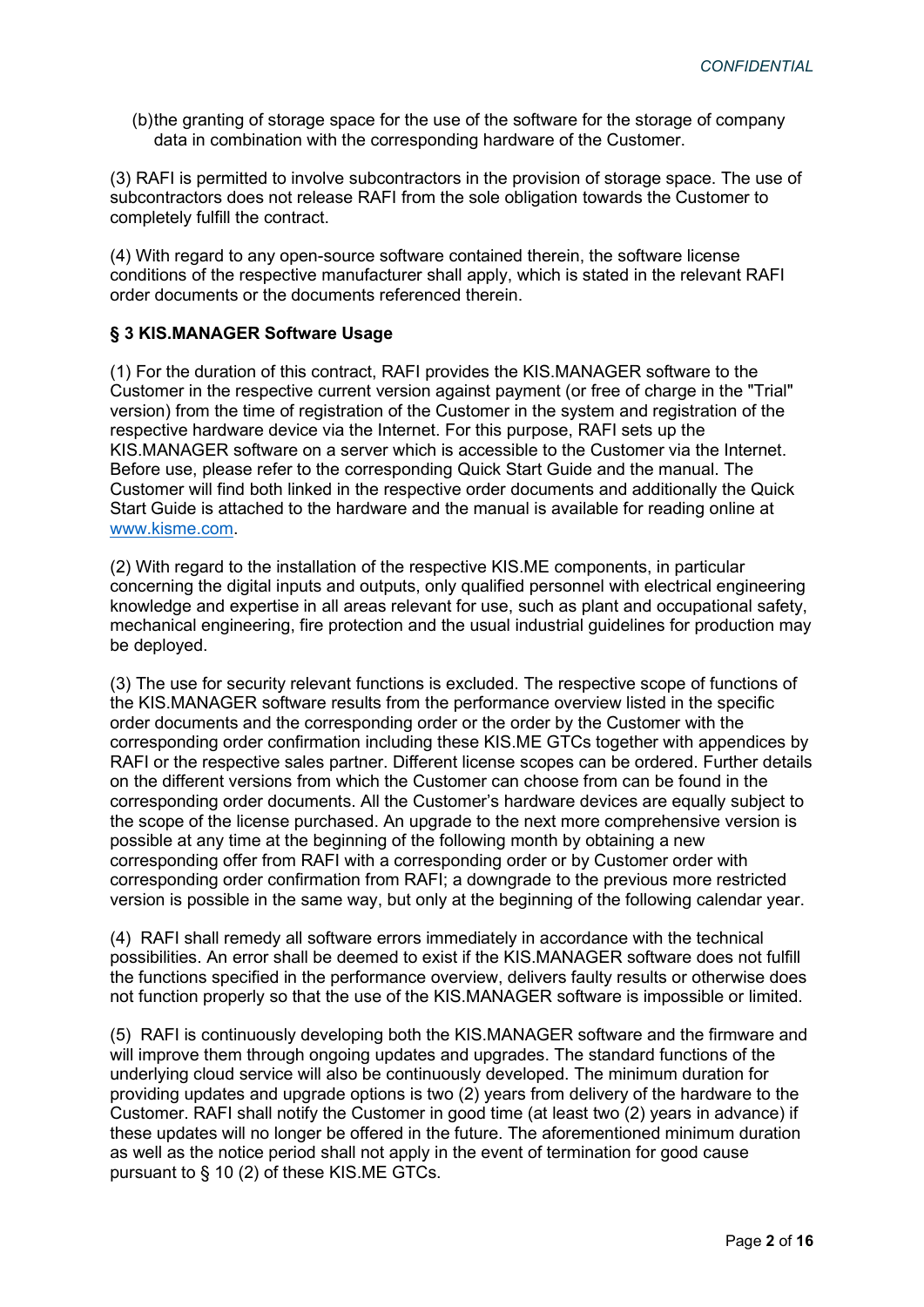(b) the granting of storage space for the use of the software for the storage of company data in combination with the corresponding hardware of the Customer.

(3) RAFI is permitted to involve subcontractors in the provision of storage space. The use of subcontractors does not release RAFI from the sole obligation towards the Customer to completely fulfill the contract.

(4) With regard to any open-source software contained therein, the software license conditions of the respective manufacturer shall apply, which is stated in the relevant RAFI order documents or the documents referenced therein.

### § 3 KIS.MANAGER Software Usage

(1) For the duration of this contract, RAFI provides the KIS.MANAGER software to the Customer in the respective current version against payment (or free of charge in the "Trial" version) from the time of registration of the Customer in the system and registration of the respective hardware device via the Internet. For this purpose, RAFI sets up the KIS.MANAGER software on a server which is accessible to the Customer via the Internet. Before use, please refer to the corresponding Quick Start Guide and the manual. The Customer will find both linked in the respective order documents and additionally the Quick Start Guide is attached to the hardware and the manual is available for reading online at www.kisme.com.

(2) With regard to the installation of the respective KIS.ME components, in particular concerning the digital inputs and outputs, only qualified personnel with electrical engineering knowledge and expertise in all areas relevant for use, such as plant and occupational safety, mechanical engineering, fire protection and the usual industrial guidelines for production may be deployed.

(3) The use for security relevant functions is excluded. The respective scope of functions of the KIS.MANAGER software results from the performance overview listed in the specific order documents and the corresponding order or the order by the Customer with the corresponding order confirmation including these KIS.ME GTCs together with appendices by RAFI or the respective sales partner. Different license scopes can be ordered. Further details on the different versions from which the Customer can choose from can be found in the corresponding order documents. All the Customer's hardware devices are equally subject to the scope of the license purchased. An upgrade to the next more comprehensive version is possible at any time at the beginning of the following month by obtaining a new corresponding offer from RAFI with a corresponding order or by Customer order with corresponding order confirmation from RAFI; a downgrade to the previous more restricted version is possible in the same way, but only at the beginning of the following calendar year.

(4) RAFI shall remedy all software errors immediately in accordance with the technical possibilities. An error shall be deemed to exist if the KIS.MANAGER software does not fulfill the functions specified in the performance overview, delivers faulty results or otherwise does not function properly so that the use of the KIS.MANAGER software is impossible or limited.

(5) RAFI is continuously developing both the KIS.MANAGER software and the firmware and will improve them through ongoing updates and upgrades. The standard functions of the underlying cloud service will also be continuously developed. The minimum duration for providing updates and upgrade options is two (2) years from delivery of the hardware to the Customer. RAFI shall notify the Customer in good time (at least two (2) years in advance) if these updates will no longer be offered in the future. The aforementioned minimum duration as well as the notice period shall not apply in the event of termination for good cause pursuant to § 10 (2) of these KIS.ME GTCs.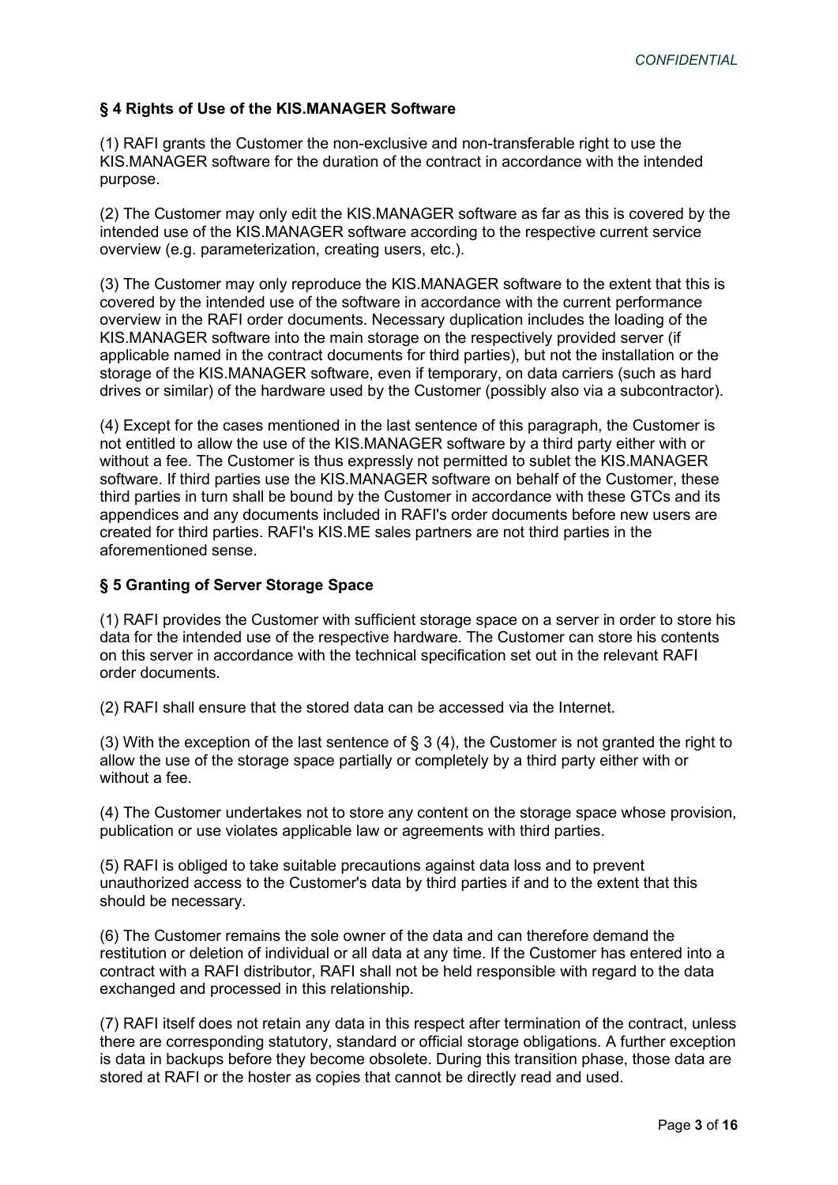### § 4 Rights of Use of the KIS.MANAGER Software

(1) RAFI grants the Customer the non-exclusive and non-transferable right to use the KIS.MANAGER software for the duration of the contract in accordance with the intended purpose.

(2) The Customer may only edit the KIS.MANAGER software as far as this is covered by the intended use of the KIS.MANAGER software according to the respective current service overview (e.g. parameterization, creating users, etc.).

(3) The Customer may only reproduce the KIS.MANAGER software to the extent that this is covered by the intended use of the software in accordance with the current performance overview in the RAFI order documents. Necessary duplication includes the loading of the KIS.MANAGER software into the main storage on the respectively provided server (if applicable named in the contract documents for third parties), but not the installation or the storage of the KIS.MANAGER software, even if temporary, on data carriers (such as hard drives or similar) of the hardware used by the Customer (possibly also via a subcontractor).

(4) Except for the cases mentioned in the last sentence of this paragraph, the Customer is not entitled to allow the use of the KIS.MANAGER software by a third party either with or without a fee. The Customer is thus expressly not permitted to sublet the KIS.MANAGER software. If third parties use the KIS.MANAGER software on behalf of the Customer, these third parties in turn shall be bound by the Customer in accordance with these GTCs and its appendices and any documents included in RAFI's order documents before new users are created for third parties. RAFI's KIS.ME sales partners are not third parties in the aforementioned sense.

### § 5 Granting of Server Storage Space

(1) RAFI provides the Customer with sufficient storage space on a server in order to store his data for the intended use of the respective hardware. The Customer can store his contents on this server in accordance with the technical specification set out in the relevant RAFI order documents.

(2) RAFI shall ensure that the stored data can be accessed via the Internet.

(3) With the exception of the last sentence of § 3 (4), the Customer is not granted the right to allow the use of the storage space partially or completely by a third party either with or without a fee.

(4) The Customer undertakes not to store any content on the storage space whose provision, publication or use violates applicable law or agreements with third parties.

(5) RAFI is obliged to take suitable precautions against data loss and to prevent unauthorized access to the Customer's data by third parties if and to the extent that this should be necessary.

(6) The Customer remains the sole owner of the data and can therefore demand the restitution or deletion of individual or all data at any time. If the Customer has entered into a contract with a RAFI distributor, RAFI shall not be held responsible with regard to the data exchanged and processed in this relationship.

(7) RAFI itself does not retain any data in this respect after termination of the contract, unless there are corresponding statutory, standard or official storage obligations. A further exception is data in backups before they become obsolete. During this transition phase, those data are stored at RAFI or the hoster as copies that cannot be directly read and used.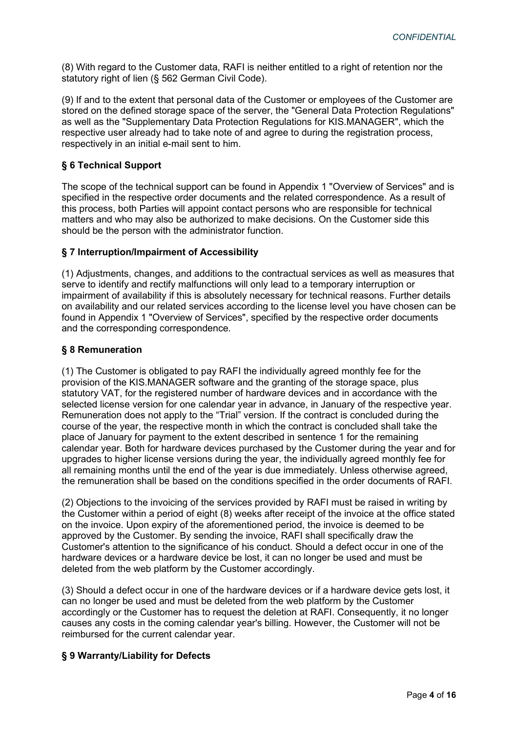(8) With regard to the Customer data, RAFI is neither entitled to a right of retention nor the statutory right of lien (§ 562 German Civil Code).

(9) If and to the extent that personal data of the Customer or employees of the Customer are stored on the defined storage space of the server, the "General Data Protection Regulations" as well as the "Supplementary Data Protection Regulations for KIS.MANAGER", which the respective user already had to take note of and agree to during the registration process, respectively in an initial e-mail sent to him.

## § 6 Technical Support

The scope of the technical support can be found in Appendix 1 "Overview of Services" and is specified in the respective order documents and the related correspondence. As a result of this process, both Parties will appoint contact persons who are responsible for technical matters and who may also be authorized to make decisions. On the Customer side this should be the person with the administrator function.

## § 7 Interruption/Impairment of Accessibility

(1) Adjustments, changes, and additions to the contractual services as well as measures that serve to identify and rectify malfunctions will only lead to a temporary interruption or impairment of availability if this is absolutely necessary for technical reasons. Further details on availability and our related services according to the license level you have chosen can be found in Appendix 1 "Overview of Services", specified by the respective order documents and the corresponding correspondence.

## § 8 Remuneration

(1) The Customer is obligated to pay RAFI the individually agreed monthly fee for the provision of the KIS.MANAGER software and the granting of the storage space, plus statutory VAT, for the registered number of hardware devices and in accordance with the selected license version for one calendar year in advance, in January of the respective year. Remuneration does not apply to the "Trial" version. If the contract is concluded during the course of the year, the respective month in which the contract is concluded shall take the place of January for payment to the extent described in sentence 1 for the remaining calendar year. Both for hardware devices purchased by the Customer during the year and for upgrades to higher license versions during the year, the individually agreed monthly fee for all remaining months until the end of the year is due immediately. Unless otherwise agreed, the remuneration shall be based on the conditions specified in the order documents of RAFI.

(2) Objections to the invoicing of the services provided by RAFI must be raised in writing by the Customer within a period of eight (8) weeks after receipt of the invoice at the office stated on the invoice. Upon expiry of the aforementioned period, the invoice is deemed to be approved by the Customer. By sending the invoice, RAFI shall specifically draw the Customer's attention to the significance of his conduct. Should a defect occur in one of the hardware devices or a hardware device be lost, it can no longer be used and must be deleted from the web platform by the Customer accordingly.

(3) Should a defect occur in one of the hardware devices or if a hardware device gets lost, it can no longer be used and must be deleted from the web platform by the Customer accordingly or the Customer has to request the deletion at RAFI. Consequently, it no longer causes any costs in the coming calendar year's billing. However, the Customer will not be reimbursed for the current calendar year.

## § 9 Warranty/Liability for Defects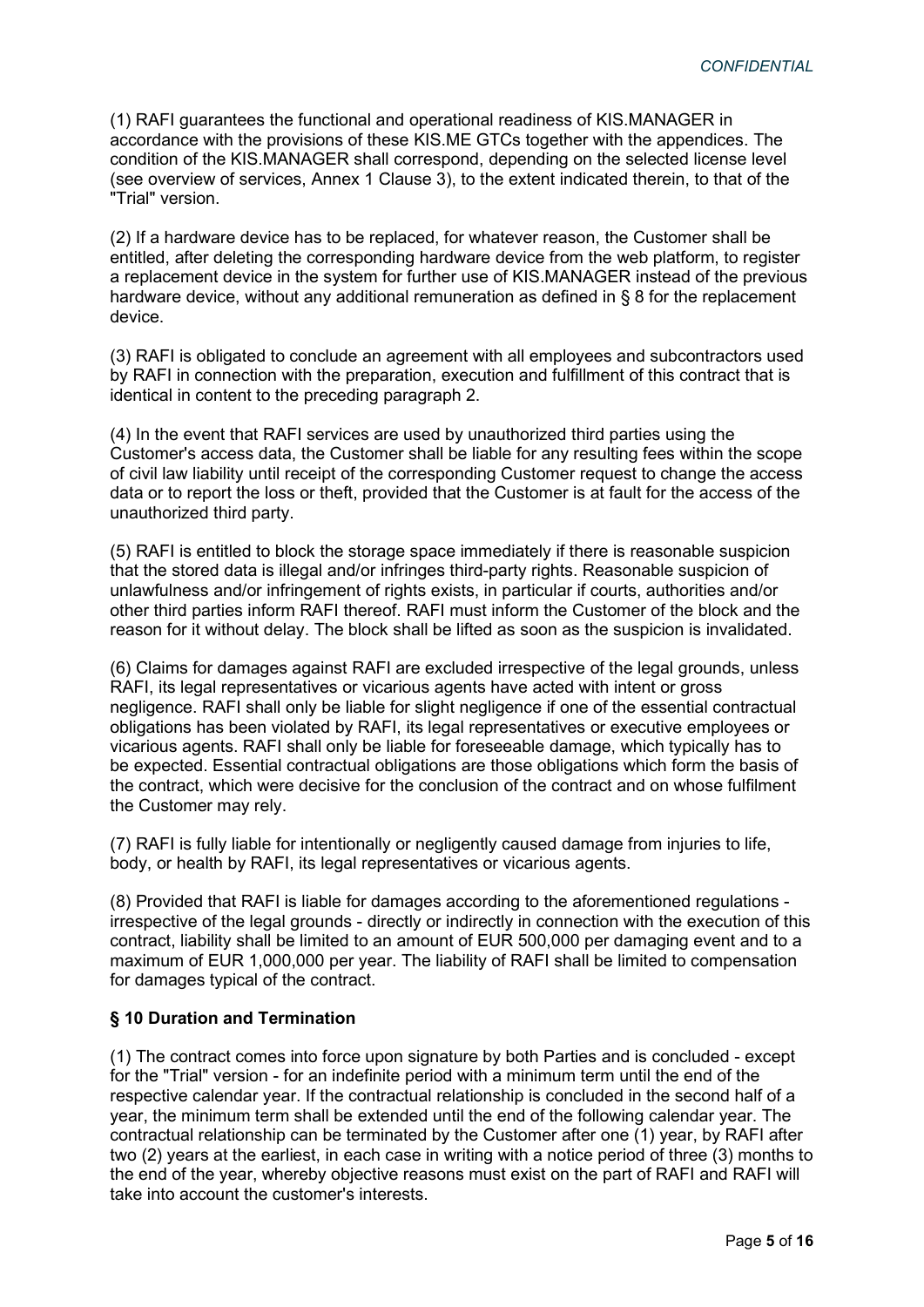(1) RAFI guarantees the functional and operational readiness of KIS.MANAGER in accordance with the provisions of these KIS.ME GTCs together with the appendices. The condition of the KIS.MANAGER shall correspond, depending on the selected license level (see overview of services, Annex 1 Clause 3), to the extent indicated therein, to that of the "Trial" version.

(2) If a hardware device has to be replaced, for whatever reason, the Customer shall be entitled, after deleting the corresponding hardware device from the web platform, to register a replacement device in the system for further use of KIS.MANAGER instead of the previous hardware device, without any additional remuneration as defined in § 8 for the replacement device.

(3) RAFI is obligated to conclude an agreement with all employees and subcontractors used by RAFI in connection with the preparation, execution and fulfillment of this contract that is identical in content to the preceding paragraph 2.

(4) In the event that RAFI services are used by unauthorized third parties using the Customer's access data, the Customer shall be liable for any resulting fees within the scope of civil law liability until receipt of the corresponding Customer request to change the access data or to report the loss or theft, provided that the Customer is at fault for the access of the unauthorized third party.

(5) RAFI is entitled to block the storage space immediately if there is reasonable suspicion that the stored data is illegal and/or infringes third-party rights. Reasonable suspicion of unlawfulness and/or infringement of rights exists, in particular if courts, authorities and/or other third parties inform RAFI thereof. RAFI must inform the Customer of the block and the reason for it without delay. The block shall be lifted as soon as the suspicion is invalidated.

(6) Claims for damages against RAFI are excluded irrespective of the legal grounds, unless RAFI, its legal representatives or vicarious agents have acted with intent or gross negligence. RAFI shall only be liable for slight negligence if one of the essential contractual obligations has been violated by RAFI, its legal representatives or executive employees or vicarious agents. RAFI shall only be liable for foreseeable damage, which typically has to be expected. Essential contractual obligations are those obligations which form the basis of the contract, which were decisive for the conclusion of the contract and on whose fulfilment the Customer may rely.

(7) RAFI is fully liable for intentionally or negligently caused damage from injuries to life, body, or health by RAFI, its legal representatives or vicarious agents.

(8) Provided that RAFI is liable for damages according to the aforementioned regulations - irrespective of the legal grounds - directly or indirectly in connection with the execution of this contract, liability shall be limited to an amount of EUR 500,000 per damaging event and to a maximum of EUR 1,000,000 per year. The liability of RAFI shall be limited to compensation for damages typical of the contract.

## § 10 Duration and Termination

(1) The contract comes into force upon signature by both Parties and is concluded - except for the "Trial" version - for an indefinite period with a minimum term until the end of the respective calendar year. If the contractual relationship is concluded in the second half of a year, the minimum term shall be extended until the end of the following calendar year. The contractual relationship can be terminated by the Customer after one (1) year, by RAFI after two (2) years at the earliest, in each case in writing with a notice period of three (3) months to the end of the year, whereby objective reasons must exist on the part of RAFI and RAFI will take into account the customer's interests.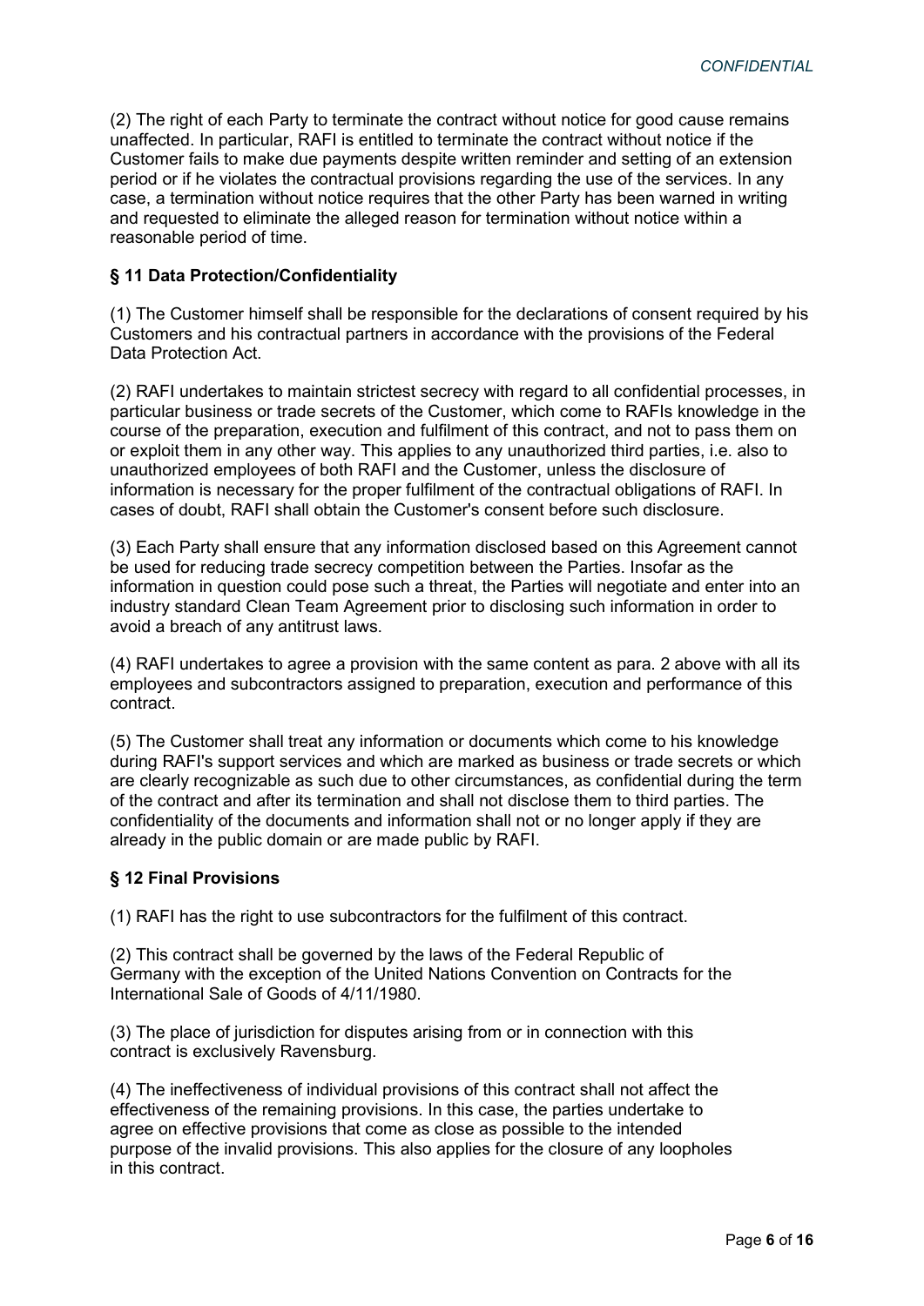(2) The right of each Party to terminate the contract without notice for good cause remains unaffected. In particular, RAFI is entitled to terminate the contract without notice if the Customer fails to make due payments despite written reminder and setting of an extension period or if he violates the contractual provisions regarding the use of the services. In any case, a termination without notice requires that the other Party has been warned in writing and requested to eliminate the alleged reason for termination without notice within a reasonable period of time.

### § 11 Data Protection/Confidentiality

(1) The Customer himself shall be responsible for the declarations of consent required by his Customers and his contractual partners in accordance with the provisions of the Federal Data Protection Act.

(2) RAFI undertakes to maintain strictest secrecy with regard to all confidential processes, in particular business or trade secrets of the Customer, which come to RAFIs knowledge in the course of the preparation, execution and fulfilment of this contract, and not to pass them on or exploit them in any other way. This applies to any unauthorized third parties, i.e. also to unauthorized employees of both RAFI and the Customer, unless the disclosure of information is necessary for the proper fulfilment of the contractual obligations of RAFI. In cases of doubt, RAFI shall obtain the Customer's consent before such disclosure.

(3) Each Party shall ensure that any information disclosed based on this Agreement cannot be used for reducing trade secrecy competition between the Parties. Insofar as the information in question could pose such a threat, the Parties will negotiate and enter into an industry standard Clean Team Agreement prior to disclosing such information in order to avoid a breach of any antitrust laws.

(4) RAFI undertakes to agree a provision with the same content as para. 2 above with all its employees and subcontractors assigned to preparation, execution and performance of this contract.

(5) The Customer shall treat any information or documents which come to his knowledge during RAFI's support services and which are marked as business or trade secrets or which are clearly recognizable as such due to other circumstances, as confidential during the term of the contract and after its termination and shall not disclose them to third parties. The confidentiality of the documents and information shall not or no longer apply if they are already in the public domain or are made public by RAFI.

### § 12 Final Provisions

(1) RAFI has the right to use subcontractors for the fulfilment of this contract.

(2) This contract shall be governed by the laws of the Federal Republic of Germany with the exception of the United Nations Convention on Contracts for the International Sale of Goods of 4/11/1980.

(3) The place of jurisdiction for disputes arising from or in connection with this contract is exclusively Ravensburg.

(4) The ineffectiveness of individual provisions of this contract shall not affect the effectiveness of the remaining provisions. In this case, the parties undertake to agree on effective provisions that come as close as possible to the intended purpose of the invalid provisions. This also applies for the closure of any loopholes in this contract.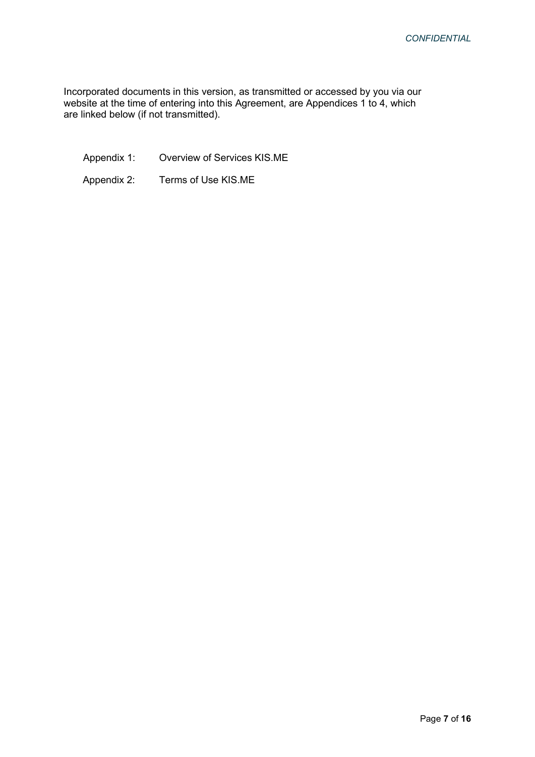Incorporated documents in this version, as transmitted or accessed by you via our website at the time of entering into this Agreement, are Appendices 1 to 4, which are linked below (if not transmitted).

Appendix 1: Overview of Services KIS.ME

Appendix 2: Terms of Use KIS.ME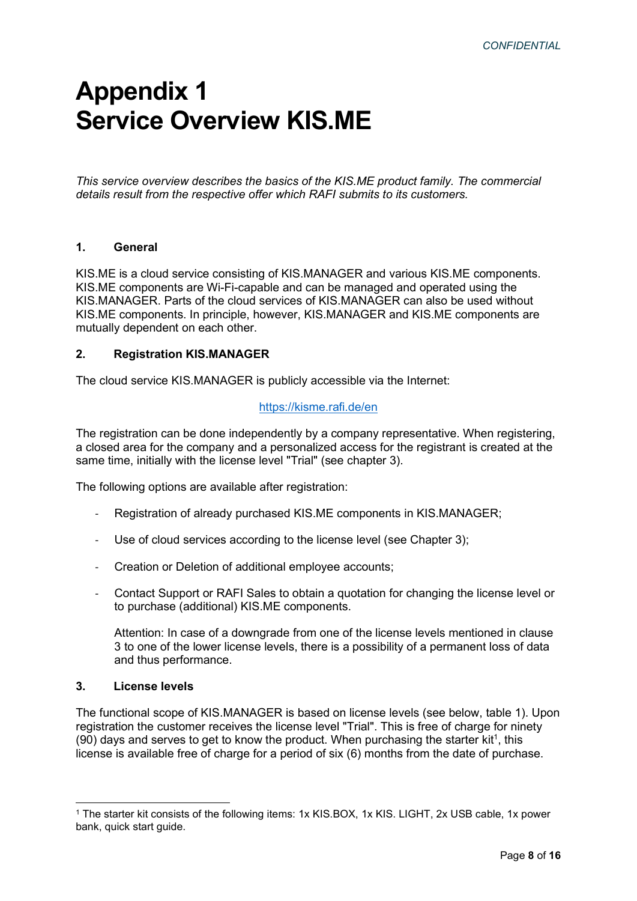# Appendix 1
# Service Overview KIS.ME

*This service overview describes the basics of the KIS.ME product family. The commercial details result from the respective offer which RAFI submits to its customers.*

### 1. General

KIS.ME is a cloud service consisting of KIS.MANAGER and various KIS.ME components. KIS.ME components are Wi-Fi-capable and can be managed and operated using the KIS.MANAGER. Parts of the cloud services of KIS.MANAGER can also be used without KIS.ME components. In principle, however, KIS.MANAGER and KIS.ME components are mutually dependent on each other.

### 2. Registration KIS.MANAGER

The cloud service KIS.MANAGER is publicly accessible via the Internet:

https://kisme.rafi.de/en

The registration can be done independently by a company representative. When registering, a closed area for the company and a personalized access for the registrant is created at the same time, initially with the license level "Trial" (see chapter 3).

The following options are available after registration:

- Registration of already purchased KIS.ME components in KIS.MANAGER;
- Use of cloud services according to the license level (see Chapter 3);
- Creation or Deletion of additional employee accounts;
- Contact Support or RAFI Sales to obtain a quotation for changing the license level or to purchase (additional) KIS.ME components.

  Attention: In case of a downgrade from one of the license levels mentioned in clause 3 to one of the lower license levels, there is a possibility of a permanent loss of data and thus performance.

### 3. License levels

The functional scope of KIS.MANAGER is based on license levels (see below, table 1). Upon registration the customer receives the license level "Trial". This is free of charge for ninety (90) days and serves to get to know the product. When purchasing the starter kit[1], this license is available free of charge for a period of six (6) months from the date of purchase.

[1] The starter kit consists of the following items: 1x KIS.BOX, 1x KIS. LIGHT, 2x USB cable, 1x power bank, quick start guide.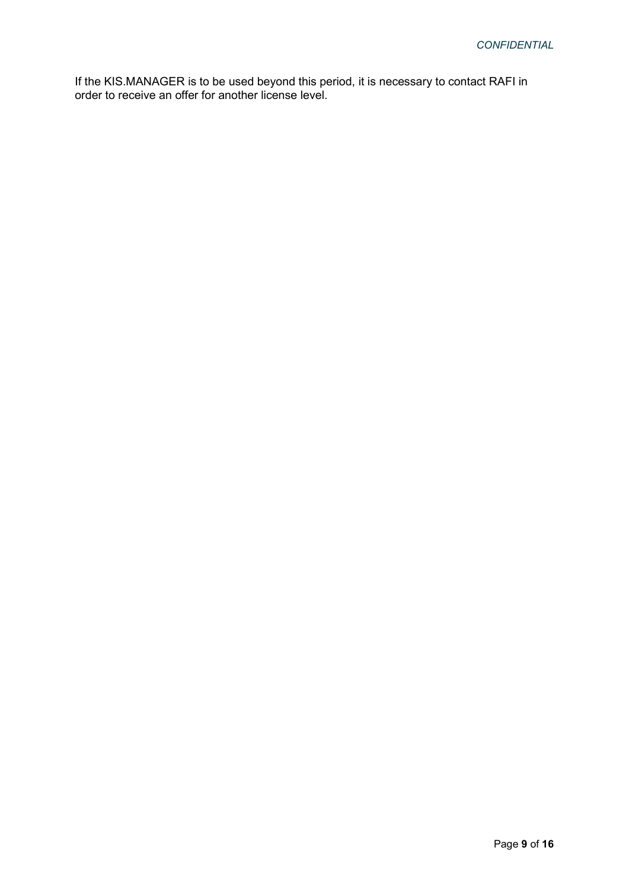If the KIS.MANAGER is to be used beyond this period, it is necessary to contact RAFI in order to receive an offer for another license level.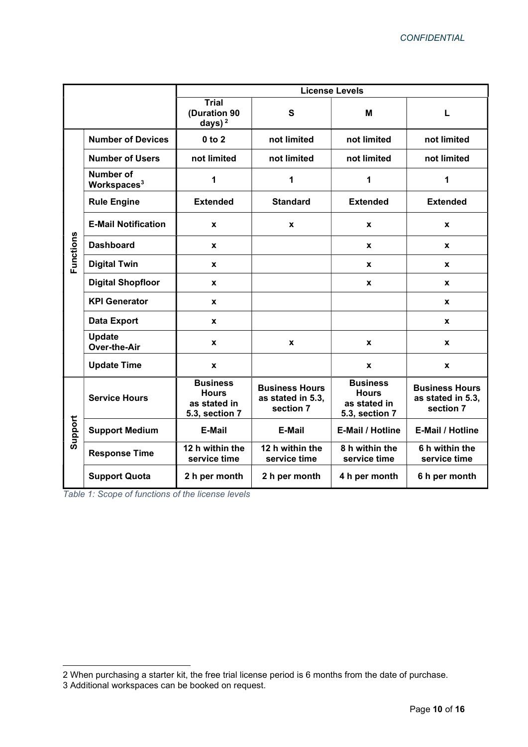| | | License Levels | | | |
|---|---|---|---|---|---|
| | | **Trial (Duration 90 days)** [2] | **S** | **M** | **L** |
| **Functions** | **Number of Devices** | **0 to 2** | **not limited** | **not limited** | **not limited** |
| | **Number of Users** | **not limited** | **not limited** | **not limited** | **not limited** |
| | **Number of Workspaces** [3] | **1** | **1** | **1** | **1** |
| | **Rule Engine** | **Extended** | **Standard** | **Extended** | **Extended** |
| | **E-Mail Notification** | **x** | **x** | **x** | **x** |
| | **Dashboard** | **x** | | **x** | **x** |
| | **Digital Twin** | **x** | | **x** | **x** |
| | **Digital Shopfloor** | **x** | | **x** | **x** |
| | **KPI Generator** | **x** | | | **x** |
| | **Data Export** | **x** | | | **x** |
| | **Update Over-the-Air** | **x** | **x** | **x** | **x** |
| | **Update Time** | **x** | | **x** | **x** |
| **Support** | **Service Hours** | **Business Hours as stated in 5.3, section 7** | **Business Hours as stated in 5.3, section 7** | **Business Hours as stated in 5.3, section 7** | **Business Hours as stated in 5.3, section 7** |
| | **Support Medium** | **E-Mail** | **E-Mail** | **E-Mail / Hotline** | **E-Mail / Hotline** |
| | **Response Time** | **12 h within the service time** | **12 h within the service time** | **8 h within the service time** | **6 h within the service time** |
| | **Support Quota** | **2 h per month** | **2 h per month** | **4 h per month** | **6 h per month** |

*Table 1: Scope of functions of the license levels*

2 When purchasing a starter kit, the free trial license period is 6 months from the date of purchase.
3 Additional workspaces can be booked on request.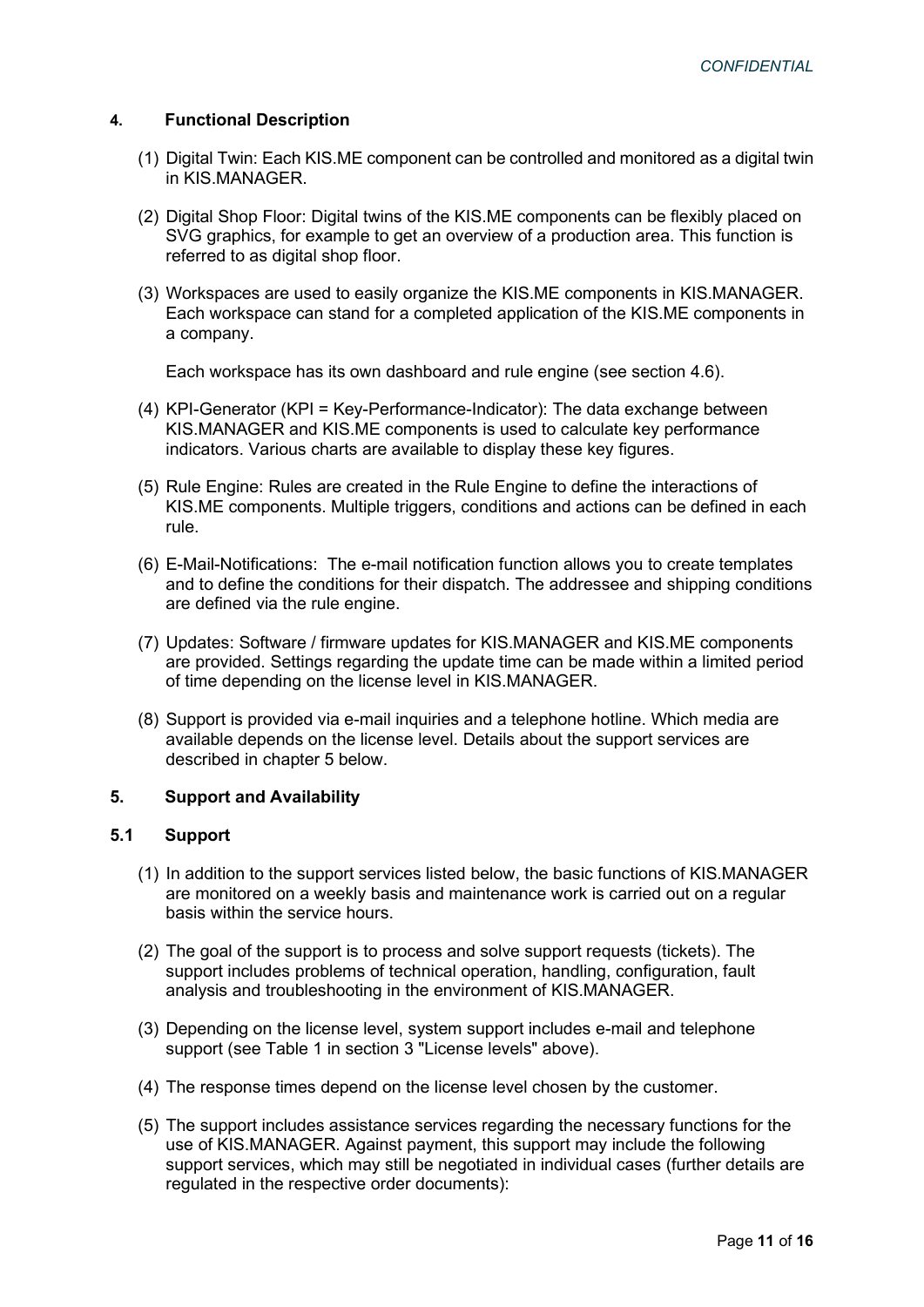## 4. Functional Description

(1) Digital Twin: Each KIS.ME component can be controlled and monitored as a digital twin in KIS.MANAGER.

(2) Digital Shop Floor: Digital twins of the KIS.ME components can be flexibly placed on SVG graphics, for example to get an overview of a production area. This function is referred to as digital shop floor.

(3) Workspaces are used to easily organize the KIS.ME components in KIS.MANAGER. Each workspace can stand for a completed application of the KIS.ME components in a company.

Each workspace has its own dashboard and rule engine (see section 4.6).

(4) KPI-Generator (KPI = Key-Performance-Indicator): The data exchange between KIS.MANAGER and KIS.ME components is used to calculate key performance indicators. Various charts are available to display these key figures.

(5) Rule Engine: Rules are created in the Rule Engine to define the interactions of KIS.ME components. Multiple triggers, conditions and actions can be defined in each rule.

(6) E-Mail-Notifications: The e-mail notification function allows you to create templates and to define the conditions for their dispatch. The addressee and shipping conditions are defined via the rule engine.

(7) Updates: Software / firmware updates for KIS.MANAGER and KIS.ME components are provided. Settings regarding the update time can be made within a limited period of time depending on the license level in KIS.MANAGER.

(8) Support is provided via e-mail inquiries and a telephone hotline. Which media are available depends on the license level. Details about the support services are described in chapter 5 below.

## 5. Support and Availability

### 5.1 Support

(1) In addition to the support services listed below, the basic functions of KIS.MANAGER are monitored on a weekly basis and maintenance work is carried out on a regular basis within the service hours.

(2) The goal of the support is to process and solve support requests (tickets). The support includes problems of technical operation, handling, configuration, fault analysis and troubleshooting in the environment of KIS.MANAGER.

(3) Depending on the license level, system support includes e-mail and telephone support (see Table 1 in section 3 "License levels" above).

(4) The response times depend on the license level chosen by the customer.

(5) The support includes assistance services regarding the necessary functions for the use of KIS.MANAGER. Against payment, this support may include the following support services, which may still be negotiated in individual cases (further details are regulated in the respective order documents):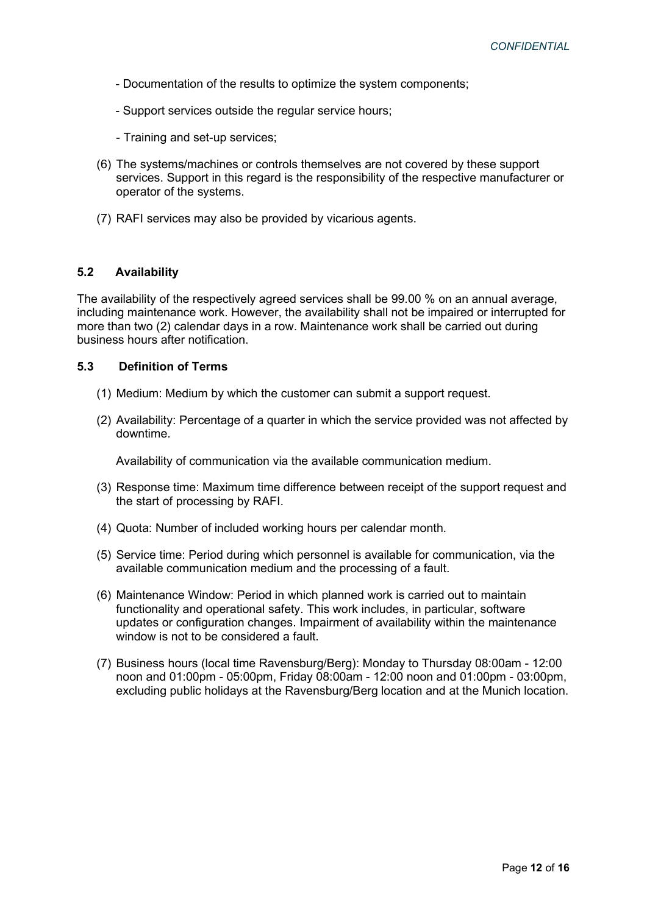- Documentation of the results to optimize the system components;
- Support services outside the regular service hours;
- Training and set-up services;

(6) The systems/machines or controls themselves are not covered by these support services. Support in this regard is the responsibility of the respective manufacturer or operator of the systems.

(7) RAFI services may also be provided by vicarious agents.

### 5.2 Availability

The availability of the respectively agreed services shall be 99.00 % on an annual average, including maintenance work. However, the availability shall not be impaired or interrupted for more than two (2) calendar days in a row. Maintenance work shall be carried out during business hours after notification.

### 5.3 Definition of Terms

(1) Medium: Medium by which the customer can submit a support request.

(2) Availability: Percentage of a quarter in which the service provided was not affected by downtime.

Availability of communication via the available communication medium.

(3) Response time: Maximum time difference between receipt of the support request and the start of processing by RAFI.

(4) Quota: Number of included working hours per calendar month.

(5) Service time: Period during which personnel is available for communication, via the available communication medium and the processing of a fault.

(6) Maintenance Window: Period in which planned work is carried out to maintain functionality and operational safety. This work includes, in particular, software updates or configuration changes. Impairment of availability within the maintenance window is not to be considered a fault.

(7) Business hours (local time Ravensburg/Berg): Monday to Thursday 08:00am - 12:00 noon and 01:00pm - 05:00pm, Friday 08:00am - 12:00 noon and 01:00pm - 03:00pm, excluding public holidays at the Ravensburg/Berg location and at the Munich location.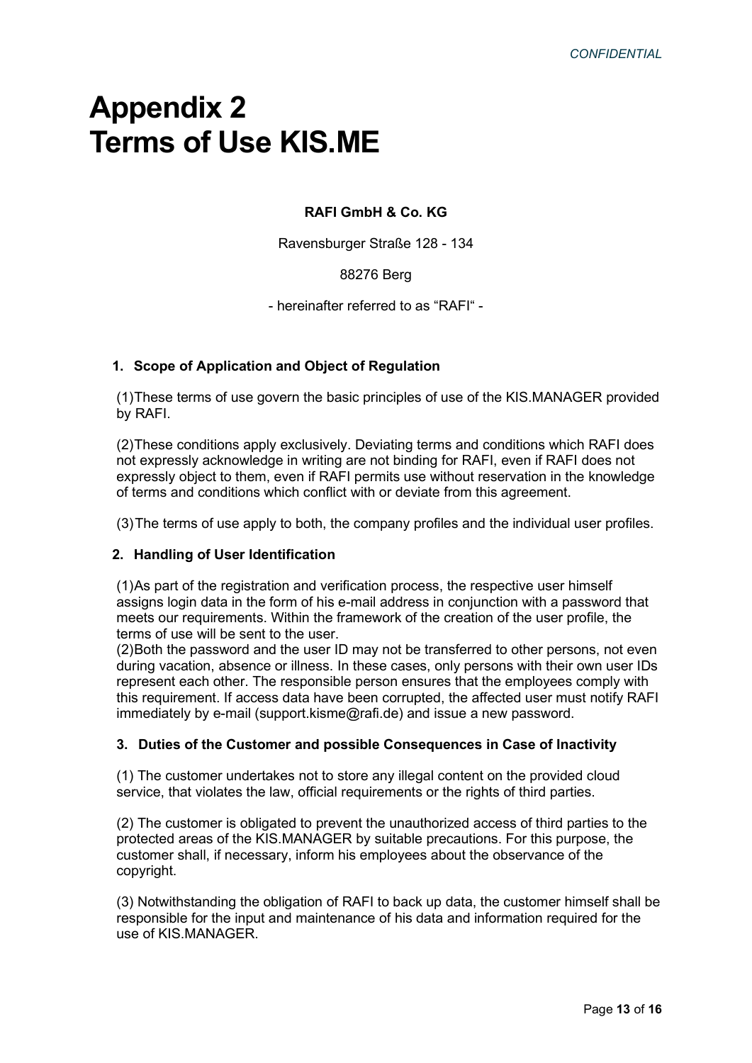# Appendix 2
# Terms of Use KIS.ME

**RAFI GmbH & Co. KG**

Ravensburger Straße 128 - 134

88276 Berg

- hereinafter referred to as "RAFI" -

### 1. Scope of Application and Object of Regulation

(1)These terms of use govern the basic principles of use of the KIS.MANAGER provided by RAFI.

(2)These conditions apply exclusively. Deviating terms and conditions which RAFI does not expressly acknowledge in writing are not binding for RAFI, even if RAFI does not expressly object to them, even if RAFI permits use without reservation in the knowledge of terms and conditions which conflict with or deviate from this agreement.

(3)The terms of use apply to both, the company profiles and the individual user profiles.

### 2. Handling of User Identification

(1)As part of the registration and verification process, the respective user himself assigns login data in the form of his e-mail address in conjunction with a password that meets our requirements. Within the framework of the creation of the user profile, the terms of use will be sent to the user.
(2)Both the password and the user ID may not be transferred to other persons, not even during vacation, absence or illness. In these cases, only persons with their own user IDs represent each other. The responsible person ensures that the employees comply with this requirement. If access data have been corrupted, the affected user must notify RAFI immediately by e-mail (support.kisme@rafi.de) and issue a new password.

### 3. Duties of the Customer and possible Consequences in Case of Inactivity

(1) The customer undertakes not to store any illegal content on the provided cloud service, that violates the law, official requirements or the rights of third parties.

(2) The customer is obligated to prevent the unauthorized access of third parties to the protected areas of the KIS.MANAGER by suitable precautions. For this purpose, the customer shall, if necessary, inform his employees about the observance of the copyright.

(3) Notwithstanding the obligation of RAFI to back up data, the customer himself shall be responsible for the input and maintenance of his data and information required for the use of KIS.MANAGER.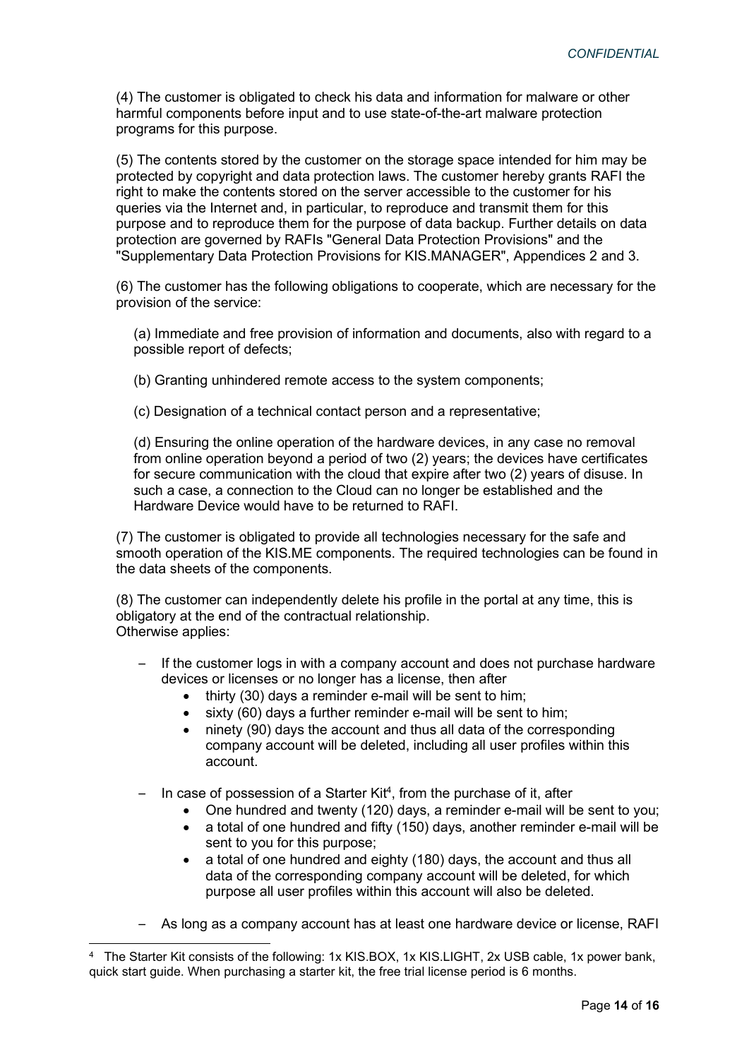(4) The customer is obligated to check his data and information for malware or other harmful components before input and to use state-of-the-art malware protection programs for this purpose.

(5) The contents stored by the customer on the storage space intended for him may be protected by copyright and data protection laws. The customer hereby grants RAFI the right to make the contents stored on the server accessible to the customer for his queries via the Internet and, in particular, to reproduce and transmit them for this purpose and to reproduce them for the purpose of data backup. Further details on data protection are governed by RAFIs "General Data Protection Provisions" and the "Supplementary Data Protection Provisions for KIS.MANAGER", Appendices 2 and 3.

(6) The customer has the following obligations to cooperate, which are necessary for the provision of the service:

(a) Immediate and free provision of information and documents, also with regard to a possible report of defects;

(b) Granting unhindered remote access to the system components;

(c) Designation of a technical contact person and a representative;

(d) Ensuring the online operation of the hardware devices, in any case no removal from online operation beyond a period of two (2) years; the devices have certificates for secure communication with the cloud that expire after two (2) years of disuse. In such a case, a connection to the Cloud can no longer be established and the Hardware Device would have to be returned to RAFI.

(7) The customer is obligated to provide all technologies necessary for the safe and smooth operation of the KIS.ME components. The required technologies can be found in the data sheets of the components.

(8) The customer can independently delete his profile in the portal at any time, this is obligatory at the end of the contractual relationship.
Otherwise applies:

- If the customer logs in with a company account and does not purchase hardware devices or licenses or no longer has a license, then after
  - thirty (30) days a reminder e-mail will be sent to him;
  - sixty (60) days a further reminder e-mail will be sent to him;
  - ninety (90) days the account and thus all data of the corresponding company account will be deleted, including all user profiles within this account.
- In case of possession of a Starter Kit[4], from the purchase of it, after
  - One hundred and twenty (120) days, a reminder e-mail will be sent to you;
  - a total of one hundred and fifty (150) days, another reminder e-mail will be sent to you for this purpose;
  - a total of one hundred and eighty (180) days, the account and thus all data of the corresponding company account will be deleted, for which purpose all user profiles within this account will also be deleted.
- As long as a company account has at least one hardware device or license, RAFI

[4] The Starter Kit consists of the following: 1x KIS.BOX, 1x KIS.LIGHT, 2x USB cable, 1x power bank, quick start guide. When purchasing a starter kit, the free trial license period is 6 months.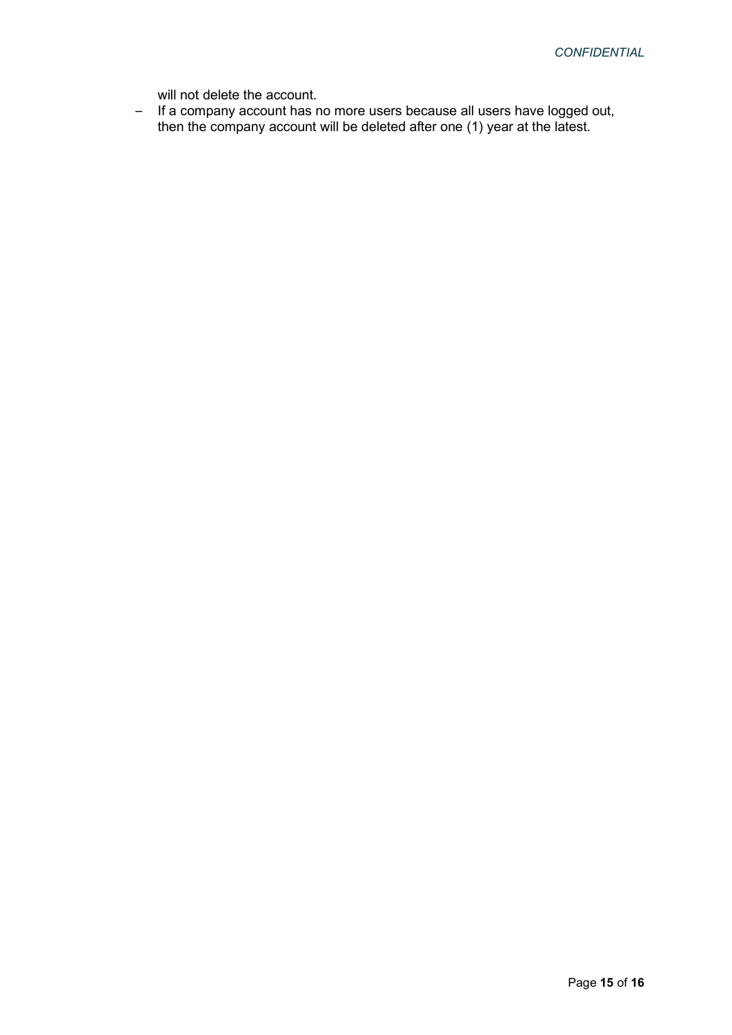will not delete the account.

- If a company account has no more users because all users have logged out, then the company account will be deleted after one (1) year at the latest.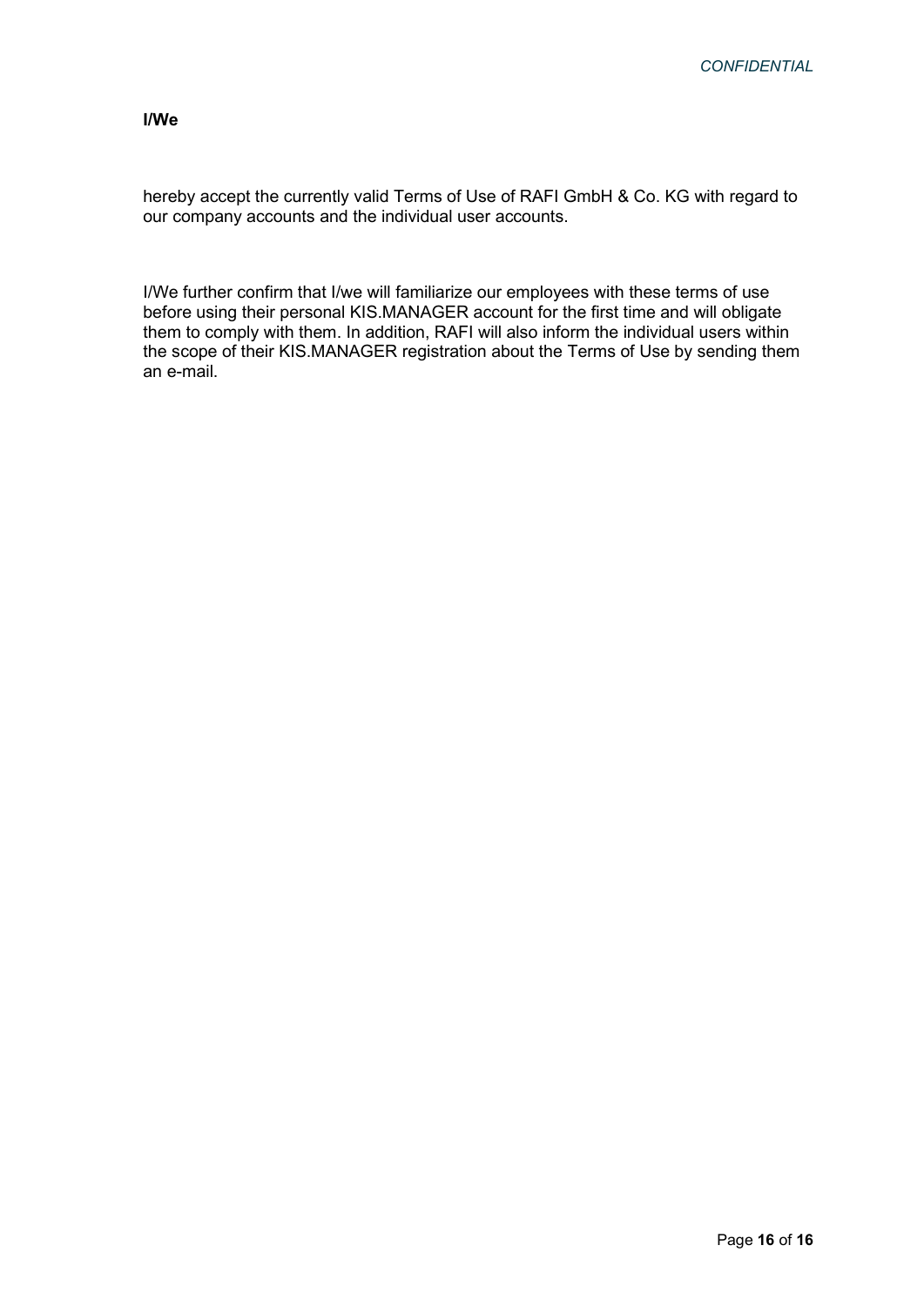**I/We**

hereby accept the currently valid Terms of Use of RAFI GmbH & Co. KG with regard to our company accounts and the individual user accounts.

I/We further confirm that I/we will familiarize our employees with these terms of use before using their personal KIS.MANAGER account for the first time and will obligate them to comply with them. In addition, RAFI will also inform the individual users within the scope of their KIS.MANAGER registration about the Terms of Use by sending them an e-mail.